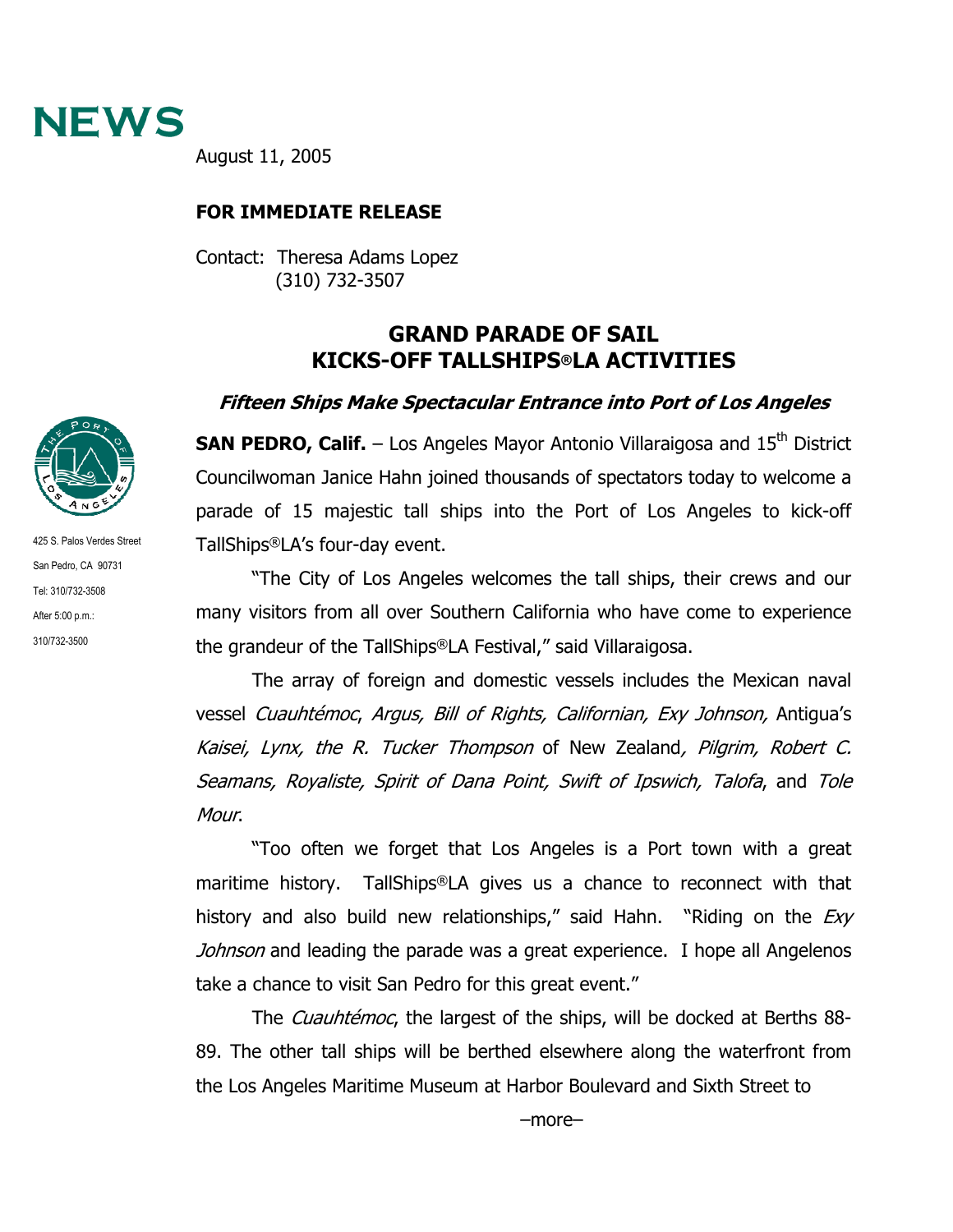# NEWS

August 11, 2005

**FOR IMMEDIATE RELEASE**

Contact: Theresa Adams Lopez
(310) 732-3507

425 S. Palos Verdes Street
San Pedro, CA 90731
Tel: 310/732-3508
After 5:00 p.m.:
310/732-3500

## GRAND PARADE OF SAIL KICKS-OFF TALLSHIPS®LA ACTIVITIES

### *Fifteen Ships Make Spectacular Entrance into Port of Los Angeles*

**SAN PEDRO, Calif.** – Los Angeles Mayor Antonio Villaraigosa and 15th District Councilwoman Janice Hahn joined thousands of spectators today to welcome a parade of 15 majestic tall ships into the Port of Los Angeles to kick-off TallShips®LA's four-day event.

"The City of Los Angeles welcomes the tall ships, their crews and our many visitors from all over Southern California who have come to experience the grandeur of the TallShips®LA Festival," said Villaraigosa.

The array of foreign and domestic vessels includes the Mexican naval vessel *Cuauhtémoc*, *Argus, Bill of Rights, Californian, Exy Johnson,* Antigua's *Kaisei, Lynx, the R. Tucker Thompson* of New Zealand*, Pilgrim, Robert C. Seamans, Royaliste, Spirit of Dana Point, Swift of Ipswich, Talofa*, and *Tole Mour*.

"Too often we forget that Los Angeles is a Port town with a great maritime history. TallShips®LA gives us a chance to reconnect with that history and also build new relationships," said Hahn. "Riding on the *Exy Johnson* and leading the parade was a great experience. I hope all Angelenos take a chance to visit San Pedro for this great event."

The *Cuauhtémoc*, the largest of the ships, will be docked at Berths 88-89. The other tall ships will be berthed elsewhere along the waterfront from the Los Angeles Maritime Museum at Harbor Boulevard and Sixth Street to

–more–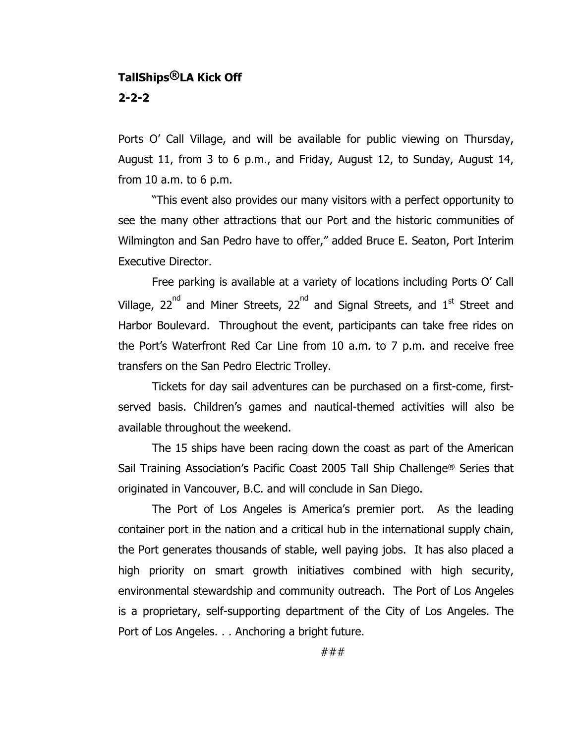Ports O' Call Village, and will be available for public viewing on Thursday, August 11, from 3 to 6 p.m., and Friday, August 12, to Sunday, August 14, from 10 a.m. to 6 p.m.

"This event also provides our many visitors with a perfect opportunity to see the many other attractions that our Port and the historic communities of Wilmington and San Pedro have to offer," added Bruce E. Seaton, Port Interim Executive Director.

Free parking is available at a variety of locations including Ports O' Call Village, 22nd and Miner Streets, 22nd and Signal Streets, and 1st Street and Harbor Boulevard. Throughout the event, participants can take free rides on the Port's Waterfront Red Car Line from 10 a.m. to 7 p.m. and receive free transfers on the San Pedro Electric Trolley.

Tickets for day sail adventures can be purchased on a first-come, first-served basis. Children's games and nautical-themed activities will also be available throughout the weekend.

The 15 ships have been racing down the coast as part of the American Sail Training Association's Pacific Coast 2005 Tall Ship Challenge® Series that originated in Vancouver, B.C. and will conclude in San Diego.

The Port of Los Angeles is America's premier port. As the leading container port in the nation and a critical hub in the international supply chain, the Port generates thousands of stable, well paying jobs. It has also placed a high priority on smart growth initiatives combined with high security, environmental stewardship and community outreach. The Port of Los Angeles is a proprietary, self-supporting department of the City of Los Angeles. The Port of Los Angeles. . . Anchoring a bright future.

###